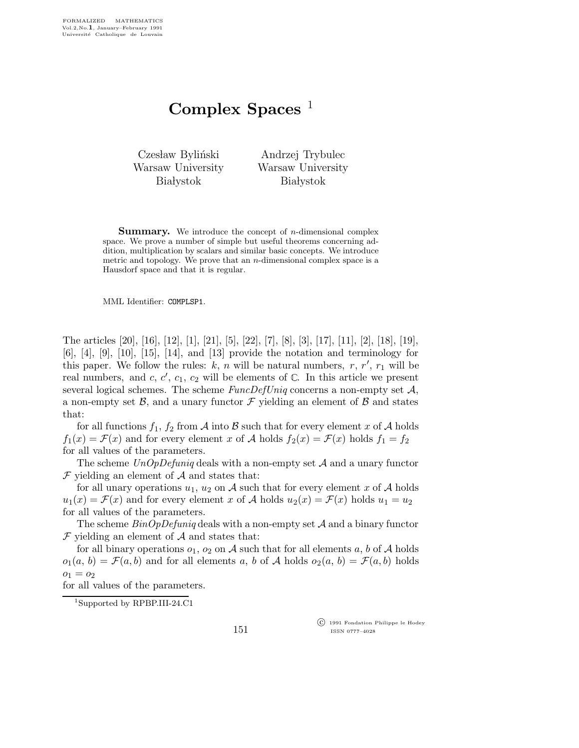# Complex Spaces [1]

Czesław Byliński
Warsaw University
Białystok

Andrzej Trybulec
Warsaw University
Białystok

**Summary.** We introduce the concept of $n$-dimensional complex space. We prove a number of simple but useful theorems concerning addition, multiplication by scalars and similar basic concepts. We introduce metric and topology. We prove that an $n$-dimensional complex space is a Hausdorf space and that it is regular.

MML Identifier: COMPLSP1.

The articles [20], [16], [12], [1], [21], [5], [22], [7], [8], [3], [17], [11], [2], [18], [19], [6], [4], [9], [10], [15], [14], and [13] provide the notation and terminology for this paper. We follow the rules: $k$, $n$ will be natural numbers, $r$, $r'$, $r_1$ will be real numbers, and $c$, $c'$, $c_1$, $c_2$ will be elements of $\mathbb{C}$. In this article we present several logical schemes. The scheme *FuncDefUniq* concerns a non-empty set $\mathcal{A}$, a non-empty set $\mathcal{B}$, and a unary functor $\mathcal{F}$ yielding an element of $\mathcal{B}$ and states that:

for all functions $f_1$, $f_2$ from $\mathcal{A}$ into $\mathcal{B}$ such that for every element $x$ of $\mathcal{A}$ holds $f_1(x) = \mathcal{F}(x)$ and for every element $x$ of $\mathcal{A}$ holds $f_2(x) = \mathcal{F}(x)$ holds $f_1 = f_2$

for all values of the parameters.

The scheme *UnOpDefuniq* deals with a non-empty set $\mathcal{A}$ and a unary functor $\mathcal{F}$ yielding an element of $\mathcal{A}$ and states that:

for all unary operations $u_1$, $u_2$ on $\mathcal{A}$ such that for every element $x$ of $\mathcal{A}$ holds $u_1(x) = \mathcal{F}(x)$ and for every element $x$ of $\mathcal{A}$ holds $u_2(x) = \mathcal{F}(x)$ holds $u_1 = u_2$

for all values of the parameters.

The scheme *BinOpDefuniq* deals with a non-empty set $\mathcal{A}$ and a binary functor $\mathcal{F}$ yielding an element of $\mathcal{A}$ and states that:

for all binary operations $o_1$, $o_2$ on $\mathcal{A}$ such that for all elements $a$, $b$ of $\mathcal{A}$ holds $o_1(a, b) = \mathcal{F}(a, b)$ and for all elements $a$, $b$ of $\mathcal{A}$ holds $o_2(a, b) = \mathcal{F}(a, b)$ holds $o_1 = o_2$

for all values of the parameters.

[1] Supported by RPBP.III-24.C1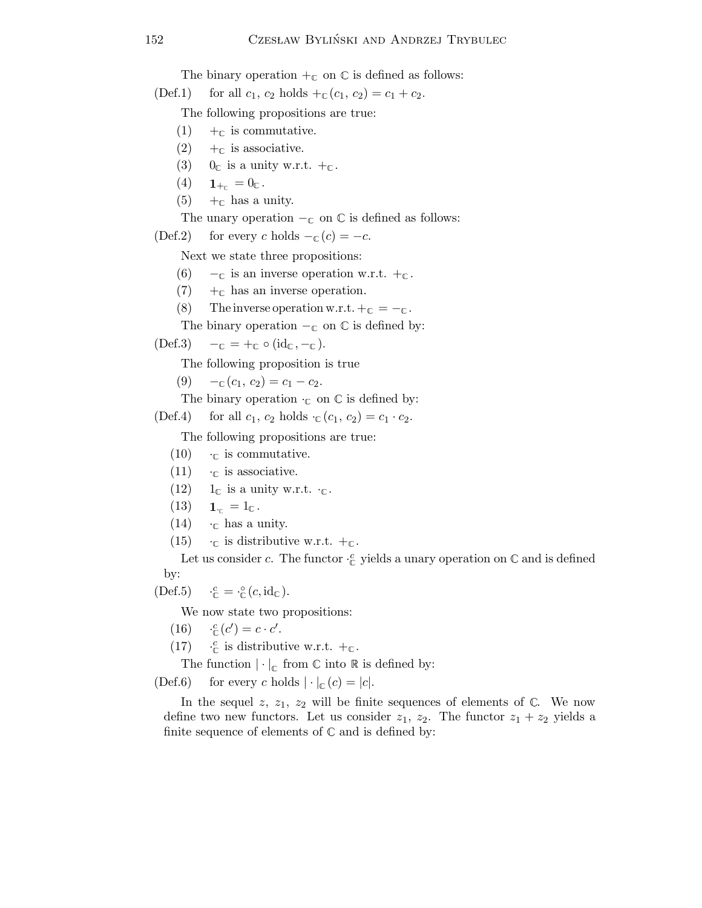The binary operation $+_{\mathbb{C}}$ on $\mathbb{C}$ is defined as follows:

(Def.1) for all $c_1$, $c_2$ holds $+_{\mathbb{C}}(c_1, c_2) = c_1 + c_2$.

The following propositions are true:

(1) $+_{\mathbb{C}}$ is commutative.

(2) $+_{\mathbb{C}}$ is associative.

(3) $0_{\mathbb{C}}$ is a unity w.r.t. $+_{\mathbb{C}}$.

(4) $\mathbf{1}_{+_{\mathbb{C}}} = 0_{\mathbb{C}}$.

(5) $+_{\mathbb{C}}$ has a unity.

The unary operation $-_{\mathbb{C}}$ on $\mathbb{C}$ is defined as follows:

(Def.2) for every $c$ holds $-_{\mathbb{C}}(c) = -c$.

Next we state three propositions:

(6) $-_{\mathbb{C}}$ is an inverse operation w.r.t. $+_{\mathbb{C}}$.

(7) $+_{\mathbb{C}}$ has an inverse operation.

(8) The inverse operation w.r.t. $+_{\mathbb{C}} = -_{\mathbb{C}}$.

The binary operation $-_{\mathbb{C}}$ on $\mathbb{C}$ is defined by:

(Def.3) $-_{\mathbb{C}} = +_{\mathbb{C}} \circ (\mathrm{id}_{\mathbb{C}}, -_{\mathbb{C}})$.

The following proposition is true

(9) $-_{\mathbb{C}}(c_1, c_2) = c_1 - c_2$.

The binary operation $\cdot_{\mathbb{C}}$ on $\mathbb{C}$ is defined by:

(Def.4) for all $c_1$, $c_2$ holds $\cdot_{\mathbb{C}}(c_1, c_2) = c_1 \cdot c_2$.

The following propositions are true:

(10) $\cdot_{\mathbb{C}}$ is commutative.

(11) $\cdot_{\mathbb{C}}$ is associative.

(12) $1_{\mathbb{C}}$ is a unity w.r.t. $\cdot_{\mathbb{C}}$.

(13) $\mathbf{1}_{\cdot_{\mathbb{C}}} = 1_{\mathbb{C}}$.

(14) $\cdot_{\mathbb{C}}$ has a unity.

(15) $\cdot_{\mathbb{C}}$ is distributive w.r.t. $+_{\mathbb{C}}$.

Let us consider $c$. The functor $\cdot_{\mathbb{C}}^{c}$ yields a unary operation on $\mathbb{C}$ and is defined by:

(Def.5) $\cdot_{\mathbb{C}}^{c} = \cdot_{\mathbb{C}}^{\circ}(c, \mathrm{id}_{\mathbb{C}})$.

We now state two propositions:

(16) $\cdot_{\mathbb{C}}^{c}(c') = c \cdot c'$.

(17) $\cdot_{\mathbb{C}}^{c}$ is distributive w.r.t. $+_{\mathbb{C}}$.

The function $|\cdot|_{\mathbb{C}}$ from $\mathbb{C}$ into $\mathbb{R}$ is defined by:

(Def.6) for every $c$ holds $|\cdot|_{\mathbb{C}}(c) = |c|$.

In the sequel $z$, $z_1$, $z_2$ will be finite sequences of elements of $\mathbb{C}$. We now define two new functors. Let us consider $z_1$, $z_2$. The functor $z_1 + z_2$ yields a finite sequence of elements of $\mathbb{C}$ and is defined by: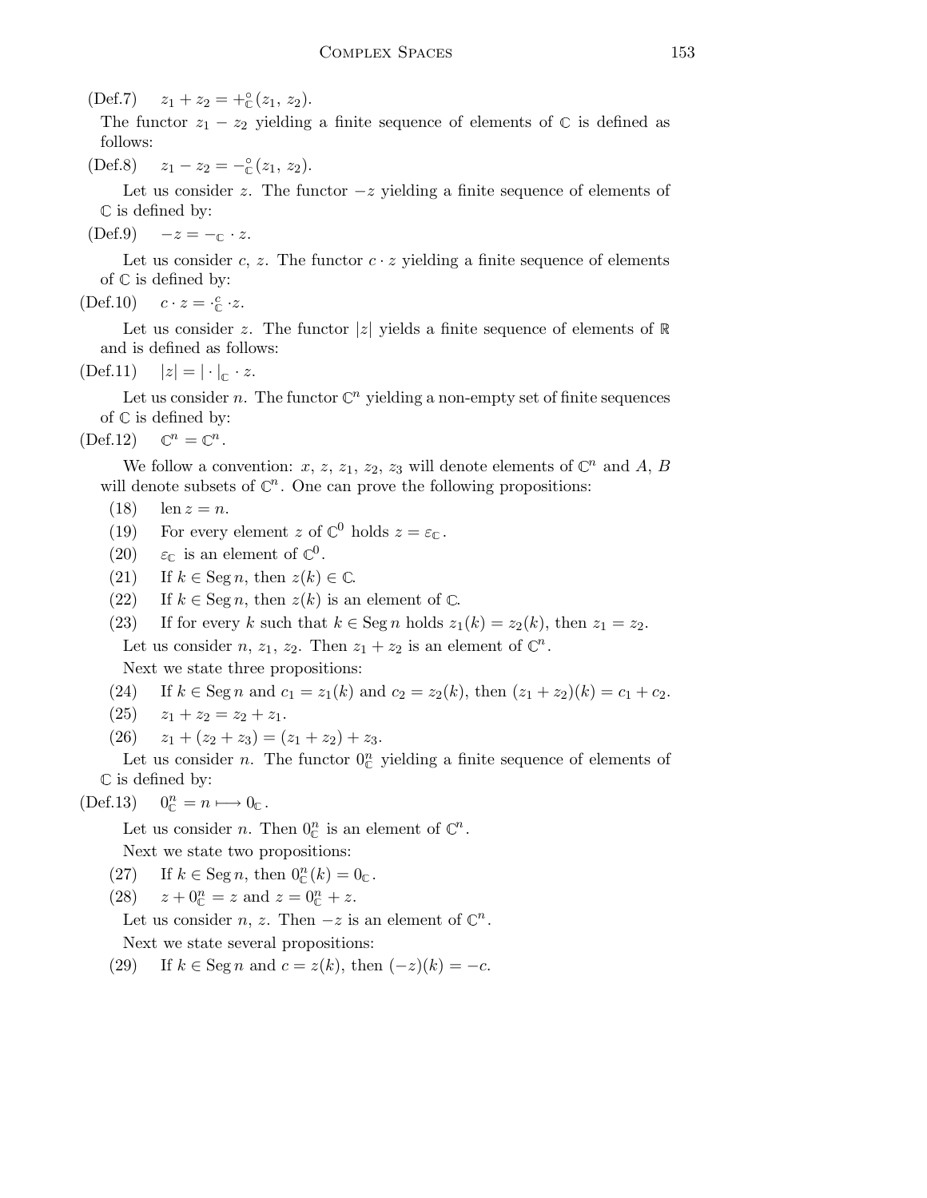(Def.7) $z_1 + z_2 = +^{\circ}_{\mathbb{C}}(z_1, z_2)$.

The functor $z_1 - z_2$ yielding a finite sequence of elements of $\mathbb{C}$ is defined as follows:

(Def.8) $z_1 - z_2 = -^{\circ}_{\mathbb{C}}(z_1, z_2)$.

Let us consider $z$. The functor $-z$ yielding a finite sequence of elements of $\mathbb{C}$ is defined by:

(Def.9) $-z = -_{\mathbb{C}} \cdot z$.

Let us consider $c$, $z$. The functor $c \cdot z$ yielding a finite sequence of elements of $\mathbb{C}$ is defined by:

(Def.10) $c \cdot z = \cdot^{c}_{\mathbb{C}} \cdot z$.

Let us consider $z$. The functor $|z|$ yields a finite sequence of elements of $\mathbb{R}$ and is defined as follows:

(Def.11) $|z| = |\cdot|_{\mathbb{C}} \cdot z$.

Let us consider $n$. The functor $\mathbb{C}^n$ yielding a non-empty set of finite sequences of $\mathbb{C}$ is defined by:

(Def.12) $\mathbb{C}^n = \mathbb{C}^n$.

We follow a convention: $x$, $z$, $z_1$, $z_2$, $z_3$ will denote elements of $\mathbb{C}^n$ and $A$, $B$ will denote subsets of $\mathbb{C}^n$. One can prove the following propositions:

(18) $\operatorname{len} z = n$.

(19) For every element $z$ of $\mathbb{C}^0$ holds $z = \varepsilon_{\mathbb{C}}$.

(20) $\varepsilon_{\mathbb{C}}$ is an element of $\mathbb{C}^0$.

(21) If $k \in \operatorname{Seg} n$, then $z(k) \in \mathbb{C}$.

(22) If $k \in \operatorname{Seg} n$, then $z(k)$ is an element of $\mathbb{C}$.

(23) If for every $k$ such that $k \in \operatorname{Seg} n$ holds $z_1(k) = z_2(k)$, then $z_1 = z_2$.

Let us consider $n$, $z_1$, $z_2$. Then $z_1 + z_2$ is an element of $\mathbb{C}^n$.

Next we state three propositions:

(24) If $k \in \operatorname{Seg} n$ and $c_1 = z_1(k)$ and $c_2 = z_2(k)$, then $(z_1 + z_2)(k) = c_1 + c_2$.

(25) $z_1 + z_2 = z_2 + z_1$.

(26) $z_1 + (z_2 + z_3) = (z_1 + z_2) + z_3$.

Let us consider $n$. The functor $0^n_{\mathbb{C}}$ yielding a finite sequence of elements of $\mathbb{C}$ is defined by:

(Def.13) $0^n_{\mathbb{C}} = n \longmapsto 0_{\mathbb{C}}$.

Let us consider $n$. Then $0^n_{\mathbb{C}}$ is an element of $\mathbb{C}^n$.

Next we state two propositions:

(27) If $k \in \operatorname{Seg} n$, then $0^n_{\mathbb{C}}(k) = 0_{\mathbb{C}}$.

(28) $z + 0^n_{\mathbb{C}} = z$ and $z = 0^n_{\mathbb{C}} + z$.

Let us consider $n$, $z$. Then $-z$ is an element of $\mathbb{C}^n$.

Next we state several propositions:

(29) If $k \in \operatorname{Seg} n$ and $c = z(k)$, then $(-z)(k) = -c$.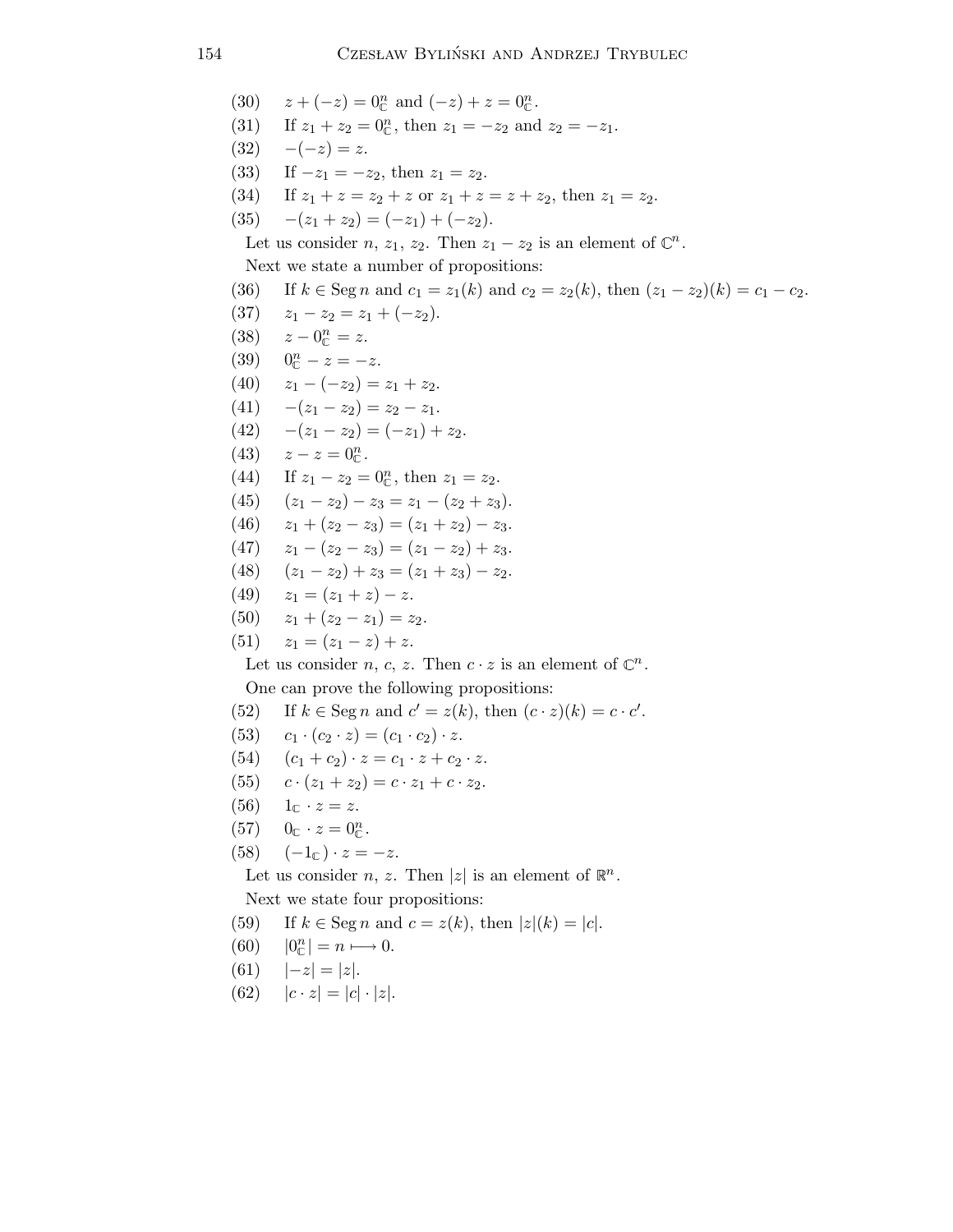(30) $z + (-z) = 0^n_{\mathbb{C}}$ and $(-z) + z = 0^n_{\mathbb{C}}$.

(31) If $z_1 + z_2 = 0^n_{\mathbb{C}}$, then $z_1 = -z_2$ and $z_2 = -z_1$.

(32) $-(-z) = z$.

(33) If $-z_1 = -z_2$, then $z_1 = z_2$.

(34) If $z_1 + z = z_2 + z$ or $z_1 + z = z + z_2$, then $z_1 = z_2$.

(35) $-(z_1 + z_2) = (-z_1) + (-z_2)$.

Let us consider $n$, $z_1$, $z_2$. Then $z_1 - z_2$ is an element of $\mathbb{C}^n$.

Next we state a number of propositions:

(36) If $k \in \operatorname{Seg} n$ and $c_1 = z_1(k)$ and $c_2 = z_2(k)$, then $(z_1 - z_2)(k) = c_1 - c_2$.

(37) $z_1 - z_2 = z_1 + (-z_2)$.

(38) $z - 0^n_{\mathbb{C}} = z$.

(39) $0^n_{\mathbb{C}} - z = -z$.

(40) $z_1 - (-z_2) = z_1 + z_2$.

(41) $-(z_1 - z_2) = z_2 - z_1$.

(42) $-(z_1 - z_2) = (-z_1) + z_2$.

(43) $z - z = 0^n_{\mathbb{C}}$.

(44) If $z_1 - z_2 = 0^n_{\mathbb{C}}$, then $z_1 = z_2$.

(45) $(z_1 - z_2) - z_3 = z_1 - (z_2 + z_3)$.

(46) $z_1 + (z_2 - z_3) = (z_1 + z_2) - z_3$.

(47) $z_1 - (z_2 - z_3) = (z_1 - z_2) + z_3$.

(48) $(z_1 - z_2) + z_3 = (z_1 + z_3) - z_2$.

(49) $z_1 = (z_1 + z) - z$.

(50) $z_1 + (z_2 - z_1) = z_2$.

(51) $z_1 = (z_1 - z) + z$.

Let us consider $n$, $c$, $z$. Then $c \cdot z$ is an element of $\mathbb{C}^n$.

One can prove the following propositions:

(52) If $k \in \operatorname{Seg} n$ and $c' = z(k)$, then $(c \cdot z)(k) = c \cdot c'$.

(53) $c_1 \cdot (c_2 \cdot z) = (c_1 \cdot c_2) \cdot z$.

(54) $(c_1 + c_2) \cdot z = c_1 \cdot z + c_2 \cdot z$.

(55) $c \cdot (z_1 + z_2) = c \cdot z_1 + c \cdot z_2$.

(56) $1_{\mathbb{C}} \cdot z = z$.

(57) $0_{\mathbb{C}} \cdot z = 0^n_{\mathbb{C}}$.

(58) $(-1_{\mathbb{C}}) \cdot z = -z$.

Let us consider $n$, $z$. Then $|z|$ is an element of $\mathbb{R}^n$.

Next we state four propositions:

(59) If $k \in \operatorname{Seg} n$ and $c = z(k)$, then $|z|(k) = |c|$.

(60) $|0^n_{\mathbb{C}}| = n \longmapsto 0$.

(61) $|-z| = |z|$.

(62) $|c \cdot z| = |c| \cdot |z|$.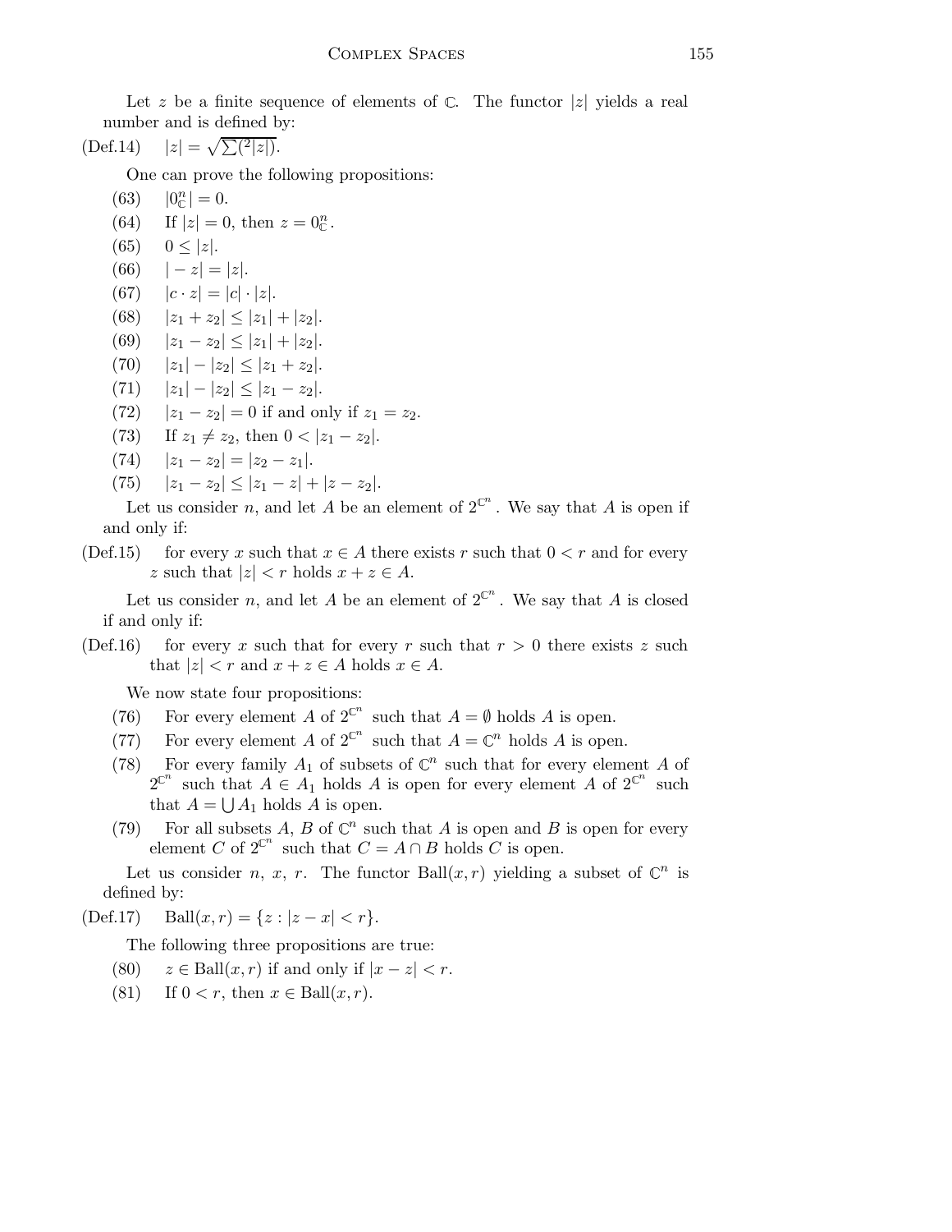Let $z$ be a finite sequence of elements of $\mathbb{C}$. The functor $|z|$ yields a real number and is defined by:

(Def.14) $|z| = \sqrt{\sum({}^2|z|)}$.

One can prove the following propositions:

(63) $|0_{\mathbb{C}}^n| = 0$.

(64) If $|z| = 0$, then $z = 0_{\mathbb{C}}^n$.

(65) $0 \leq |z|$.

(66) $|-z| = |z|$.

(67) $|c \cdot z| = |c| \cdot |z|$.

(68) $|z_1 + z_2| \leq |z_1| + |z_2|$.

(69) $|z_1 - z_2| \leq |z_1| + |z_2|$.

(70) $|z_1| - |z_2| \leq |z_1 + z_2|$.

(71) $|z_1| - |z_2| \leq |z_1 - z_2|$.

(72) $|z_1 - z_2| = 0$ if and only if $z_1 = z_2$.

(73) If $z_1 \neq z_2$, then $0 < |z_1 - z_2|$.

(74) $|z_1 - z_2| = |z_2 - z_1|$.

(75) $|z_1 - z_2| \leq |z_1 - z| + |z - z_2|$.

Let us consider $n$, and let $A$ be an element of $2^{\mathbb{C}^n}$. We say that $A$ is open if and only if:

(Def.15) for every $x$ such that $x \in A$ there exists $r$ such that $0 < r$ and for every $z$ such that $|z| < r$ holds $x + z \in A$.

Let us consider $n$, and let $A$ be an element of $2^{\mathbb{C}^n}$. We say that $A$ is closed if and only if:

(Def.16) for every $x$ such that for every $r$ such that $r > 0$ there exists $z$ such that $|z| < r$ and $x + z \in A$ holds $x \in A$.

We now state four propositions:

(76) For every element $A$ of $2^{\mathbb{C}^n}$ such that $A = \emptyset$ holds $A$ is open.

(77) For every element $A$ of $2^{\mathbb{C}^n}$ such that $A = \mathbb{C}^n$ holds $A$ is open.

(78) For every family $A_1$ of subsets of $\mathbb{C}^n$ such that for every element $A$ of $2^{\mathbb{C}^n}$ such that $A \in A_1$ holds $A$ is open for every element $A$ of $2^{\mathbb{C}^n}$ such that $A = \bigcup A_1$ holds $A$ is open.

(79) For all subsets $A$, $B$ of $\mathbb{C}^n$ such that $A$ is open and $B$ is open for every element $C$ of $2^{\mathbb{C}^n}$ such that $C = A \cap B$ holds $C$ is open.

Let us consider $n$, $x$, $r$. The functor $\mathrm{Ball}(x, r)$ yielding a subset of $\mathbb{C}^n$ is defined by:

(Def.17) $\mathrm{Ball}(x, r) = \{z : |z - x| < r\}$.

The following three propositions are true:

(80) $z \in \mathrm{Ball}(x, r)$ if and only if $|x - z| < r$.

(81) If $0 < r$, then $x \in \mathrm{Ball}(x, r)$.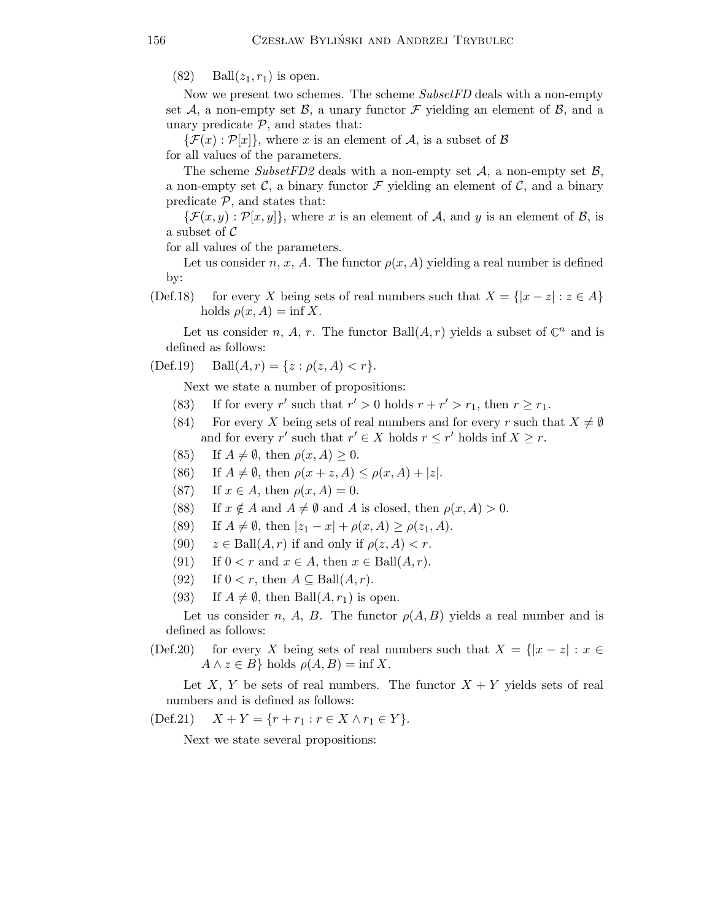(82) $\mathrm{Ball}(z_1, r_1)$ is open.

Now we present two schemes. The scheme *SubsetFD* deals with a non-empty set $\mathcal{A}$, a non-empty set $\mathcal{B}$, a unary functor $\mathcal{F}$ yielding an element of $\mathcal{B}$, and a unary predicate $\mathcal{P}$, and states that:

$\{\mathcal{F}(x) : \mathcal{P}[x]\}$, where $x$ is an element of $\mathcal{A}$, is a subset of $\mathcal{B}$
for all values of the parameters.

The scheme *SubsetFD2* deals with a non-empty set $\mathcal{A}$, a non-empty set $\mathcal{B}$, a non-empty set $\mathcal{C}$, a binary functor $\mathcal{F}$ yielding an element of $\mathcal{C}$, and a binary predicate $\mathcal{P}$, and states that:

$\{\mathcal{F}(x, y) : \mathcal{P}[x, y]\}$, where $x$ is an element of $\mathcal{A}$, and $y$ is an element of $\mathcal{B}$, is a subset of $\mathcal{C}$
for all values of the parameters.

Let us consider $n$, $x$, $A$. The functor $\rho(x, A)$ yielding a real number is defined by:

(Def.18) for every $X$ being sets of real numbers such that $X = \{|x - z| : z \in A\}$ holds $\rho(x, A) = \inf X$.

Let us consider $n$, $A$, $r$. The functor $\mathrm{Ball}(A, r)$ yields a subset of $\mathbb{C}^n$ and is defined as follows:

(Def.19) $\mathrm{Ball}(A, r) = \{z : \rho(z, A) < r\}$.

Next we state a number of propositions:

(83) If for every $r'$ such that $r' > 0$ holds $r + r' > r_1$, then $r \geq r_1$.

(84) For every $X$ being sets of real numbers and for every $r$ such that $X \neq \emptyset$ and for every $r'$ such that $r' \in X$ holds $r \leq r'$ holds $\inf X \geq r$.

(85) If $A \neq \emptyset$, then $\rho(x, A) \geq 0$.

(86) If $A \neq \emptyset$, then $\rho(x + z, A) \leq \rho(x, A) + |z|$.

(87) If $x \in A$, then $\rho(x, A) = 0$.

(88) If $x \notin A$ and $A \neq \emptyset$ and $A$ is closed, then $\rho(x, A) > 0$.

(89) If $A \neq \emptyset$, then $|z_1 - x| + \rho(x, A) \geq \rho(z_1, A)$.

(90) $z \in \mathrm{Ball}(A, r)$ if and only if $\rho(z, A) < r$.

(91) If $0 < r$ and $x \in A$, then $x \in \mathrm{Ball}(A, r)$.

(92) If $0 < r$, then $A \subseteq \mathrm{Ball}(A, r)$.

(93) If $A \neq \emptyset$, then $\mathrm{Ball}(A, r_1)$ is open.

Let us consider $n$, $A$, $B$. The functor $\rho(A, B)$ yields a real number and is defined as follows:

(Def.20) for every $X$ being sets of real numbers such that $X = \{|x - z| : x \in A \wedge z \in B\}$ holds $\rho(A, B) = \inf X$.

Let $X$, $Y$ be sets of real numbers. The functor $X + Y$ yields sets of real numbers and is defined as follows:

(Def.21) $X + Y = \{r + r_1 : r \in X \wedge r_1 \in Y\}$.

Next we state several propositions: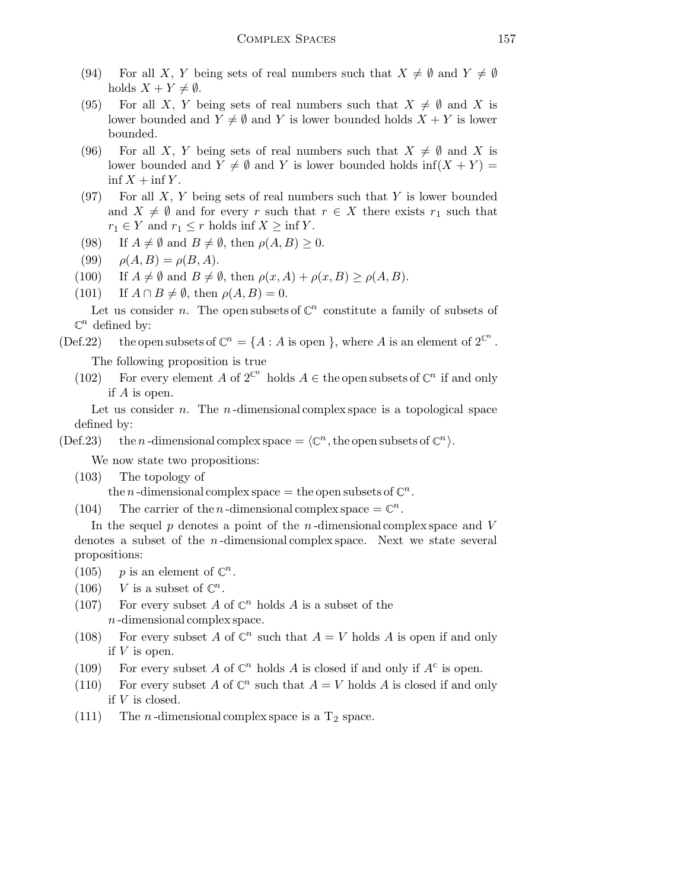(94) For all $X$, $Y$ being sets of real numbers such that $X \neq \emptyset$ and $Y \neq \emptyset$ holds $X + Y \neq \emptyset$.

(95) For all $X$, $Y$ being sets of real numbers such that $X \neq \emptyset$ and $X$ is lower bounded and $Y \neq \emptyset$ and $Y$ is lower bounded holds $X + Y$ is lower bounded.

(96) For all $X$, $Y$ being sets of real numbers such that $X \neq \emptyset$ and $X$ is lower bounded and $Y \neq \emptyset$ and $Y$ is lower bounded holds $\inf(X + Y) = \inf X + \inf Y$.

(97) For all $X$, $Y$ being sets of real numbers such that $Y$ is lower bounded and $X \neq \emptyset$ and for every $r$ such that $r \in X$ there exists $r_1$ such that $r_1 \in Y$ and $r_1 \leq r$ holds $\inf X \geq \inf Y$.

(98) If $A \neq \emptyset$ and $B \neq \emptyset$, then $\rho(A, B) \geq 0$.

(99) $\rho(A, B) = \rho(B, A)$.

(100) If $A \neq \emptyset$ and $B \neq \emptyset$, then $\rho(x, A) + \rho(x, B) \geq \rho(A, B)$.

(101) If $A \cap B \neq \emptyset$, then $\rho(A, B) = 0$.

Let us consider $n$. The open subsets of $\mathbb{C}^n$ constitute a family of subsets of $\mathbb{C}^n$ defined by:

(Def.22) the open subsets of $\mathbb{C}^n = \{A : A \text{ is open}\}$, where $A$ is an element of $2^{\mathbb{C}^n}$.

The following proposition is true

(102) For every element $A$ of $2^{\mathbb{C}^n}$ holds $A \in$ the open subsets of $\mathbb{C}^n$ if and only if $A$ is open.

Let us consider $n$. The $n$-dimensional complex space is a topological space defined by:

(Def.23) the $n$-dimensional complex space $= \langle \mathbb{C}^n, \text{the open subsets of } \mathbb{C}^n \rangle$.

We now state two propositions:

(103) The topology of the $n$-dimensional complex space $=$ the open subsets of $\mathbb{C}^n$.

(104) The carrier of the $n$-dimensional complex space $= \mathbb{C}^n$.

In the sequel $p$ denotes a point of the $n$-dimensional complex space and $V$ denotes a subset of the $n$-dimensional complex space. Next we state several propositions:

(105) $p$ is an element of $\mathbb{C}^n$.

(106) $V$ is a subset of $\mathbb{C}^n$.

(107) For every subset $A$ of $\mathbb{C}^n$ holds $A$ is a subset of the $n$-dimensional complex space.

(108) For every subset $A$ of $\mathbb{C}^n$ such that $A = V$ holds $A$ is open if and only if $V$ is open.

(109) For every subset $A$ of $\mathbb{C}^n$ holds $A$ is closed if and only if $A^{c}$ is open.

(110) For every subset $A$ of $\mathbb{C}^n$ such that $A = V$ holds $A$ is closed if and only if $V$ is closed.

(111) The $n$-dimensional complex space is a $T_2$ space.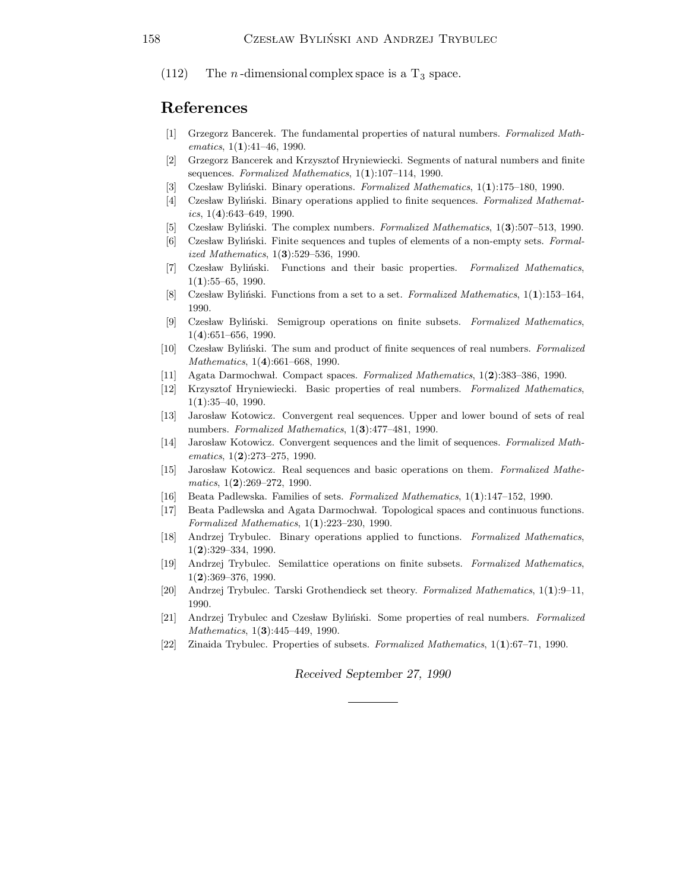(112) The $n$-dimensional complex space is a $T_3$ space.

## References

[1] Grzegorz Bancerek. The fundamental properties of natural numbers. *Formalized Mathematics*, 1(**1**):41–46, 1990.

[2] Grzegorz Bancerek and Krzysztof Hryniewiecki. Segments of natural numbers and finite sequences. *Formalized Mathematics*, 1(**1**):107–114, 1990.

[3] Czesław Byliński. Binary operations. *Formalized Mathematics*, 1(**1**):175–180, 1990.

[4] Czesław Byliński. Binary operations applied to finite sequences. *Formalized Mathematics*, 1(**4**):643–649, 1990.

[5] Czesław Byliński. The complex numbers. *Formalized Mathematics*, 1(**3**):507–513, 1990.

[6] Czesław Byliński. Finite sequences and tuples of elements of a non-empty sets. *Formalized Mathematics*, 1(**3**):529–536, 1990.

[7] Czesław Byliński. Functions and their basic properties. *Formalized Mathematics*, 1(**1**):55–65, 1990.

[8] Czesław Byliński. Functions from a set to a set. *Formalized Mathematics*, 1(**1**):153–164, 1990.

[9] Czesław Byliński. Semigroup operations on finite subsets. *Formalized Mathematics*, 1(**4**):651–656, 1990.

[10] Czesław Byliński. The sum and product of finite sequences of real numbers. *Formalized Mathematics*, 1(**4**):661–668, 1990.

[11] Agata Darmochwał. Compact spaces. *Formalized Mathematics*, 1(**2**):383–386, 1990.

[12] Krzysztof Hryniewiecki. Basic properties of real numbers. *Formalized Mathematics*, 1(**1**):35–40, 1990.

[13] Jarosław Kotowicz. Convergent real sequences. Upper and lower bound of sets of real numbers. *Formalized Mathematics*, 1(**3**):477–481, 1990.

[14] Jarosław Kotowicz. Convergent sequences and the limit of sequences. *Formalized Mathematics*, 1(**2**):273–275, 1990.

[15] Jarosław Kotowicz. Real sequences and basic operations on them. *Formalized Mathematics*, 1(**2**):269–272, 1990.

[16] Beata Padlewska. Families of sets. *Formalized Mathematics*, 1(**1**):147–152, 1990.

[17] Beata Padlewska and Agata Darmochwał. Topological spaces and continuous functions. *Formalized Mathematics*, 1(**1**):223–230, 1990.

[18] Andrzej Trybulec. Binary operations applied to functions. *Formalized Mathematics*, 1(**2**):329–334, 1990.

[19] Andrzej Trybulec. Semilattice operations on finite subsets. *Formalized Mathematics*, 1(**2**):369–376, 1990.

[20] Andrzej Trybulec. Tarski Grothendieck set theory. *Formalized Mathematics*, 1(**1**):9–11, 1990.

[21] Andrzej Trybulec and Czesław Byliński. Some properties of real numbers. *Formalized Mathematics*, 1(**3**):445–449, 1990.

[22] Zinaida Trybulec. Properties of subsets. *Formalized Mathematics*, 1(**1**):67–71, 1990.

*Received September 27, 1990*